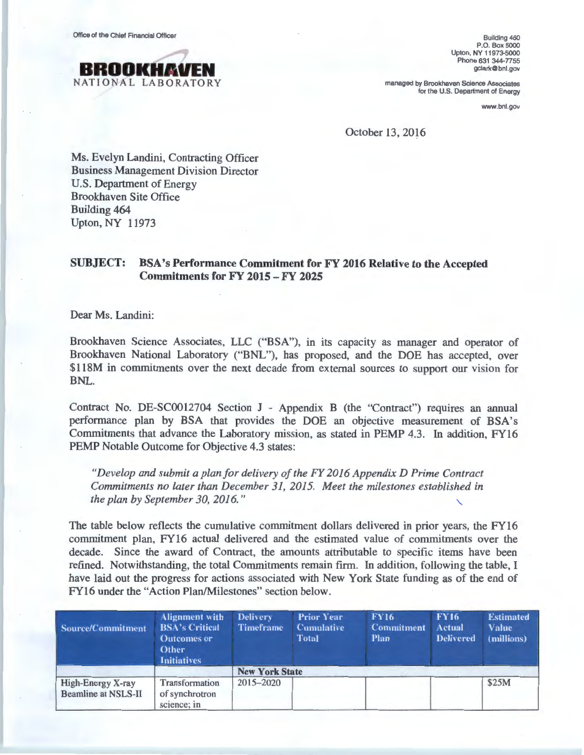Office of the Chief Financial Officer

**BROOKHAVEN**
NATIONAL LABORATORY

Building 460
P.O. Box 5000
Upton, NY 11973-5000
Phone 631 344-7755
gclark@bnl.gov

managed by Brookhaven Science Associates
for the U.S. Department of Energy

www.bnl.gov

October 13, 2016

Ms. Evelyn Landini, Contracting Officer
Business Management Division Director
U.S. Department of Energy
Brookhaven Site Office
Building 464
Upton, NY 11973

**SUBJECT: BSA's Performance Commitment for FY 2016 Relative to the Accepted Commitments for FY 2015 – FY 2025**

Dear Ms. Landini:

Brookhaven Science Associates, LLC ("BSA"), in its capacity as manager and operator of Brookhaven National Laboratory ("BNL"), has proposed, and the DOE has accepted, over $118M in commitments over the next decade from external sources to support our vision for BNL.

Contract No. DE-SC0012704 Section J - Appendix B (the "Contract") requires an annual performance plan by BSA that provides the DOE an objective measurement of BSA's Commitments that advance the Laboratory mission, as stated in PEMP 4.3. In addition, FY16 PEMP Notable Outcome for Objective 4.3 states:

*"Develop and submit a plan for delivery of the FY 2016 Appendix D Prime Contract Commitments no later than December 31, 2015. Meet the milestones established in the plan by September 30, 2016."*

The table below reflects the cumulative commitment dollars delivered in prior years, the FY16 commitment plan, FY16 actual delivered and the estimated value of commitments over the decade. Since the award of Contract, the amounts attributable to specific items have been refined. Notwithstanding, the total Commitments remain firm. In addition, following the table, I have laid out the progress for actions associated with New York State funding as of the end of FY16 under the "Action Plan/Milestones" section below.

| Source/Commitment | Alignment with BSA's Critical Outcomes or Other Initiatives | Delivery Timeframe | Prior Year Cumulative Total | FY16 Commitment Plan | FY16 Actual Delivered | Estimated Value (millions) |
|---|---|---|---|---|---|---|
| | | **New York State** | | | | |
| High-Energy X-ray Beamline at NSLS-II | Transformation of synchrotron science; in | 2015–2020 | | | | $25M |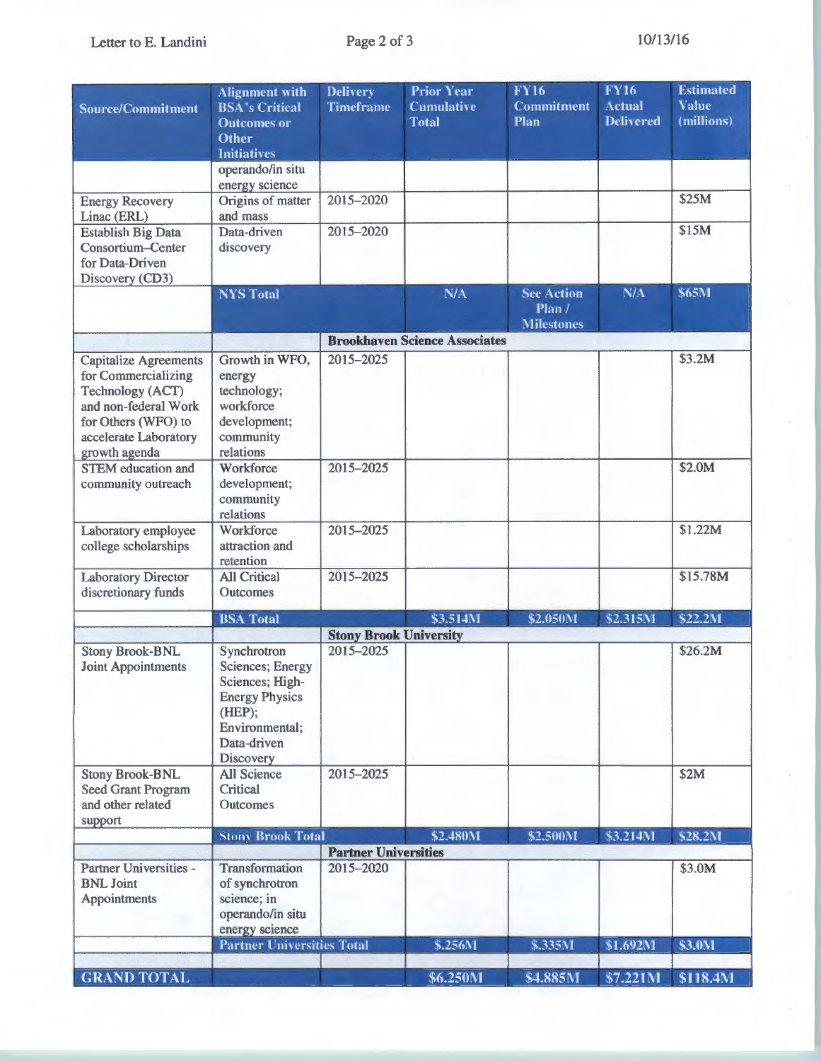| Source/Commitment | Alignment with BSA's Critical Outcomes or Other Initiatives | Delivery Timeframe | Prior Year Cumulative Total | FY16 Commitment Plan | FY16 Actual Delivered | Estimated Value (millions) |
|---|---|---|---|---|---|---|
| | operando/in situ energy science | | | | | |
| Energy Recovery Linac (ERL) | Origins of matter and mass | 2015–2020 | | | | $25M |
| Establish Big Data Consortium–Center for Data-Driven Discovery (CD3) | Data-driven discovery | 2015–2020 | | | | $15M |
| | **NYS Total** | | **N/A** | **See Action Plan / Milestones** | **N/A** | **$65M** |
| | | **Brookhaven Science Associates** | | | | |
| Capitalize Agreements for Commercializing Technology (ACT) and non-federal Work for Others (WFO) to accelerate Laboratory growth agenda | Growth in WFO, energy technology; workforce development; community relations | 2015–2025 | | | | $3.2M |
| STEM education and community outreach | Workforce development; community relations | 2015–2025 | | | | $2.0M |
| Laboratory employee college scholarships | Workforce attraction and retention | 2015–2025 | | | | $1.22M |
| Laboratory Director discretionary funds | All Critical Outcomes | 2015–2025 | | | | $15.78M |
| | **BSA Total** | | **$3.514M** | **$2.050M** | **$2.315M** | **$22.2M** |
| | | **Stony Brook University** | | | | |
| Stony Brook-BNL Joint Appointments | Synchrotron Sciences; Energy Sciences; High-Energy Physics (HEP); Environmental; Data-driven Discovery | 2015–2025 | | | | $26.2M |
| Stony Brook-BNL Seed Grant Program and other related support | All Science Critical Outcomes | 2015–2025 | | | | $2M |
| | **Stony Brook Total** | | **$2.480M** | **$2.500M** | **$3.214M** | **$28.2M** |
| | | **Partner Universities** | | | | |
| Partner Universities - BNL Joint Appointments | Transformation of synchrotron science; in operando/in situ energy science | 2015–2020 | | | | $3.0M |
| | **Partner Universities Total** | | **$.256M** | **$.335M** | **$1.692M** | **$3.0M** |
| | | | | | | |
| **GRAND TOTAL** | | | **$6.250M** | **$4.885M** | **$7.221M** | **$118.4M** |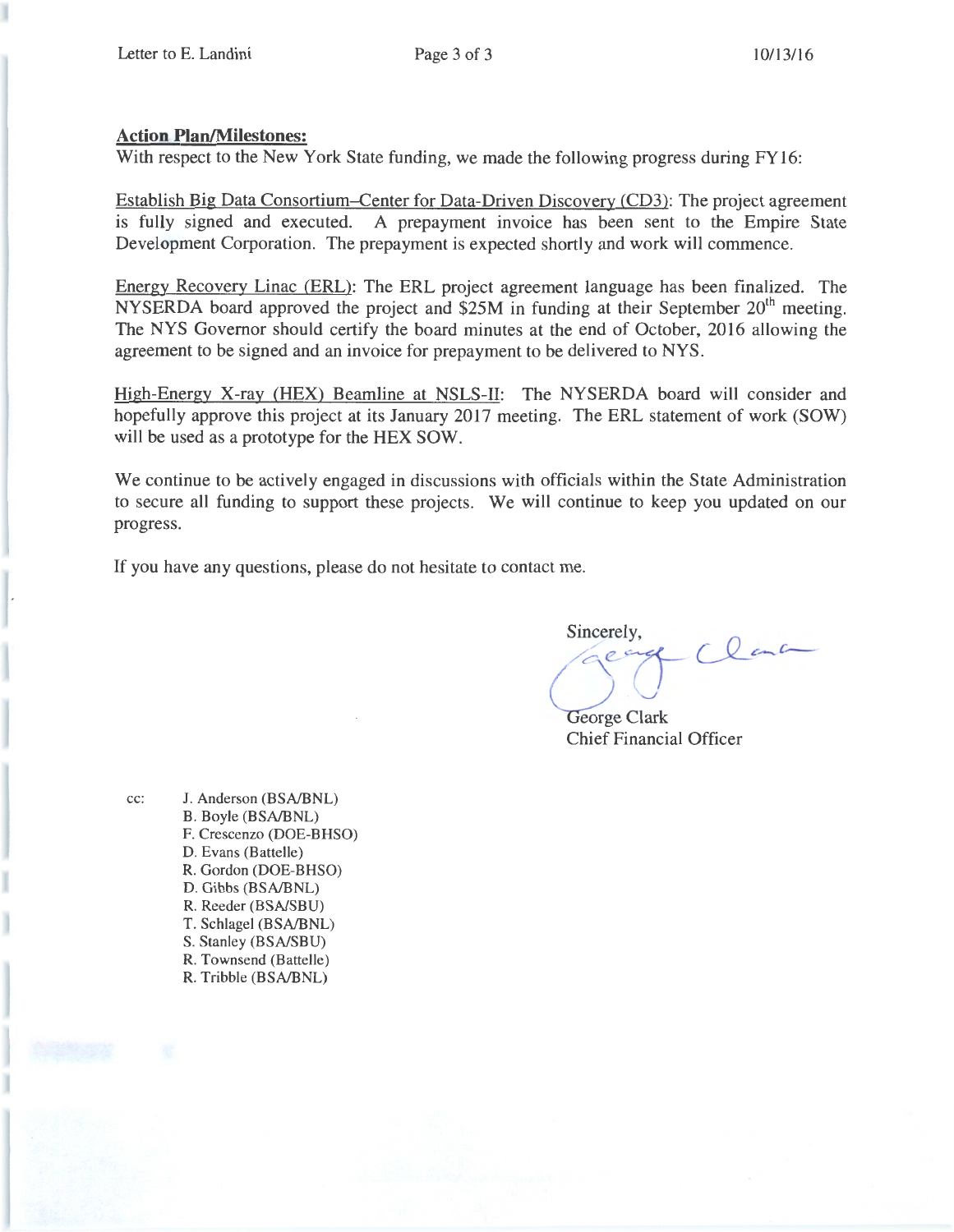**Action Plan/Milestones:**

With respect to the New York State funding, we made the following progress during FY16:

Establish Big Data Consortium–Center for Data-Driven Discovery (CD3): The project agreement is fully signed and executed. A prepayment invoice has been sent to the Empire State Development Corporation. The prepayment is expected shortly and work will commence.

Energy Recovery Linac (ERL): The ERL project agreement language has been finalized. The NYSERDA board approved the project and $25M in funding at their September 20th meeting. The NYS Governor should certify the board minutes at the end of October, 2016 allowing the agreement to be signed and an invoice for prepayment to be delivered to NYS.

High-Energy X-ray (HEX) Beamline at NSLS-II: The NYSERDA board will consider and hopefully approve this project at its January 2017 meeting. The ERL statement of work (SOW) will be used as a prototype for the HEX SOW.

We continue to be actively engaged in discussions with officials within the State Administration to secure all funding to support these projects. We will continue to keep you updated on our progress.

If you have any questions, please do not hesitate to contact me.

Sincerely,

George Clark
Chief Financial Officer

cc:
- J. Anderson (BSA/BNL)
- B. Boyle (BSA/BNL)
- F. Crescenzo (DOE-BHSO)
- D. Evans (Battelle)
- R. Gordon (DOE-BHSO)
- D. Gibbs (BSA/BNL)
- R. Reeder (BSA/SBU)
- T. Schlagel (BSA/BNL)
- S. Stanley (BSA/SBU)
- R. Townsend (Battelle)
- R. Tribble (BSA/BNL)